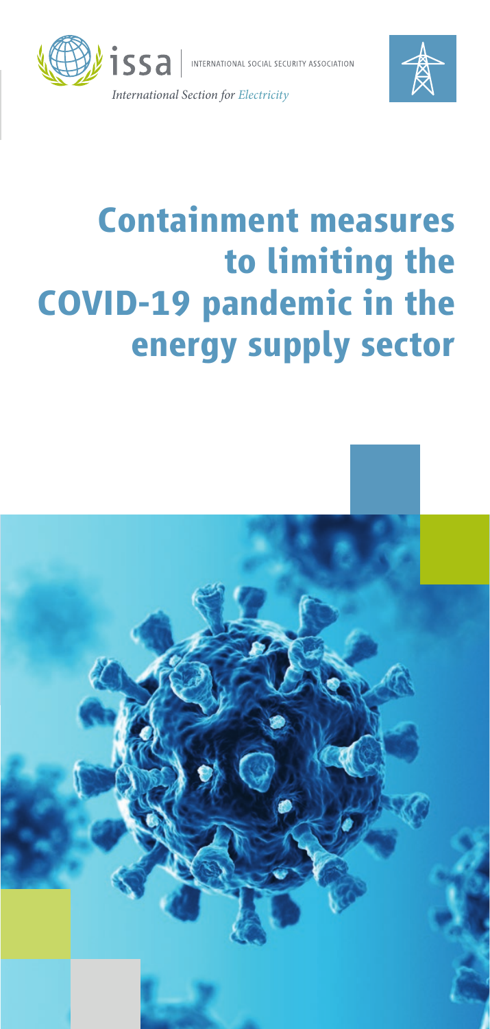issa | INTERNATIONAL SOCIAL SECURITY ASSOCIATION

*International Section for Electricity*

# Containment measures to limiting the COVID-19 pandemic in the energy supply sector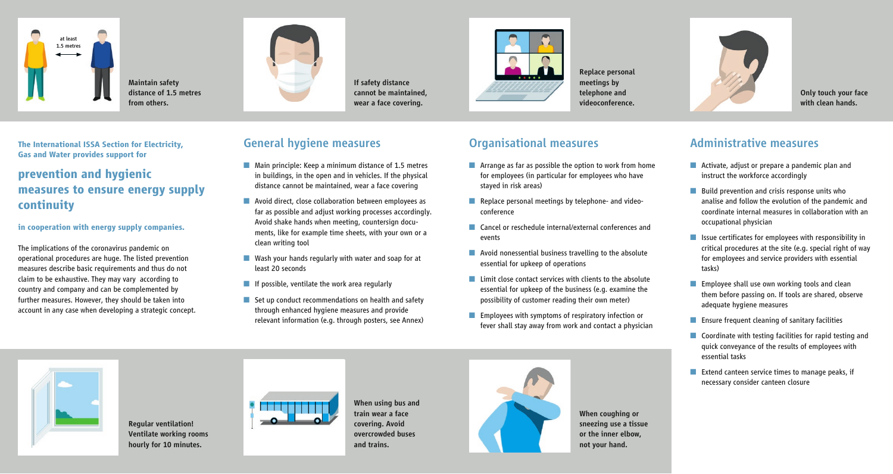at least 1.5 metres

**Maintain safety distance of 1.5 metres from others.**

**If safety distance cannot be maintained, wear a face covering.**

**Replace personal meetings by telephone and videoconference.**

**Only touch your face with clean hands.**

**The International ISSA Section for Electricity, Gas and Water provides support for**

## prevention and hygienic measures to ensure energy supply continuity

**in cooperation with energy supply companies.**

The implications of the coronavirus pandemic on operational procedures are huge. The listed prevention measures describe basic requirements and thus do not claim to be exhaustive. They may vary according to country and company and can be complemented by further measures. However, they should be taken into account in any case when developing a strategic concept.

## General hygiene measures

- Main principle: Keep a minimum distance of 1.5 metres in buildings, in the open and in vehicles. If the physical distance cannot be maintained, wear a face covering
- Avoid direct, close collaboration between employees as far as possible and adjust working processes accordingly. Avoid shake hands when meeting, countersign documents, like for example time sheets, with your own or a clean writing tool
- Wash your hands regularly with water and soap for at least 20 seconds
- If possible, ventilate the work area regularly
- Set up conduct recommendations on health and safety through enhanced hygiene measures and provide relevant information (e.g. through posters, see Annex)

## Organisational measures

- Arrange as far as possible the option to work from home for employees (in particular for employees who have stayed in risk areas)
- Replace personal meetings by telephone- and videoconference
- Cancel or reschedule internal/external conferences and events
- Avoid nonessential business travelling to the absolute essential for upkeep of operations
- Limit close contact services with clients to the absolute essential for upkeep of the business (e.g. examine the possibility of customer reading their own meter)
- Employees with symptoms of respiratory infection or fever shall stay away from work and contact a physician

## Administrative measures

- Activate, adjust or prepare a pandemic plan and instruct the workforce accordingly
- Build prevention and crisis response units who analise and follow the evolution of the pandemic and coordinate internal measures in collaboration with an occupational physician
- Issue certificates for employees with responsibility in critical procedures at the site (e.g. special right of way for employees and service providers with essential tasks)
- Employee shall use own working tools and clean them before passing on. If tools are shared, observe adequate hygiene measures
- Ensure frequent cleaning of sanitary facilities
- Coordinate with testing facilities for rapid testing and quick conveyance of the results of employees with essential tasks
- Extend canteen service times to manage peaks, if necessary consider canteen closure

**Regular ventilation! Ventilate working rooms hourly for 10 minutes.**

**When using bus and train wear a face covering. Avoid overcrowded buses and trains.**

**When coughing or sneezing use a tissue or the inner elbow, not your hand.**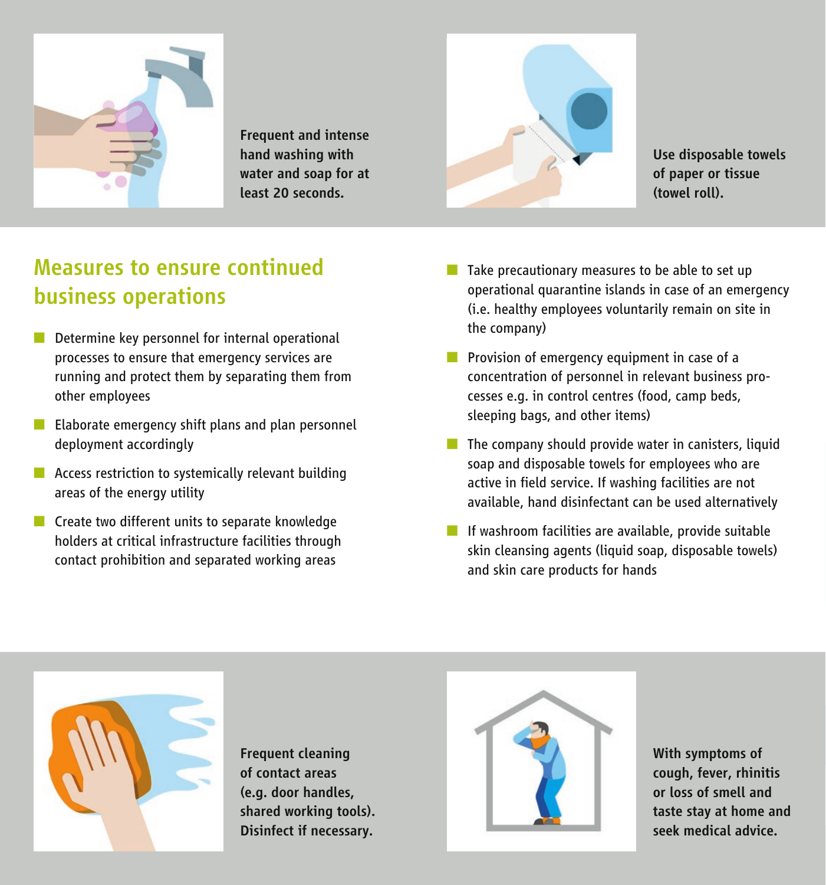**Frequent and intense hand washing with water and soap for at least 20 seconds.**

**Use disposable towels of paper or tissue (towel roll).**

## Measures to ensure continued business operations

- Determine key personnel for internal operational processes to ensure that emergency services are running and protect them by separating them from other employees
- Elaborate emergency shift plans and plan personnel deployment accordingly
- Access restriction to systemically relevant building areas of the energy utility
- Create two different units to separate knowledge holders at critical infrastructure facilities through contact prohibition and separated working areas
- Take precautionary measures to be able to set up operational quarantine islands in case of an emergency (i.e. healthy employees voluntarily remain on site in the company)
- Provision of emergency equipment in case of a concentration of personnel in relevant business processes e.g. in control centres (food, camp beds, sleeping bags, and other items)
- The company should provide water in canisters, liquid soap and disposable towels for employees who are active in field service. If washing facilities are not available, hand disinfectant can be used alternatively
- If washroom facilities are available, provide suitable skin cleansing agents (liquid soap, disposable towels) and skin care products for hands

**Frequent cleaning of contact areas (e.g. door handles, shared working tools). Disinfect if necessary.**

**With symptoms of cough, fever, rhinitis or loss of smell and taste stay at home and seek medical advice.**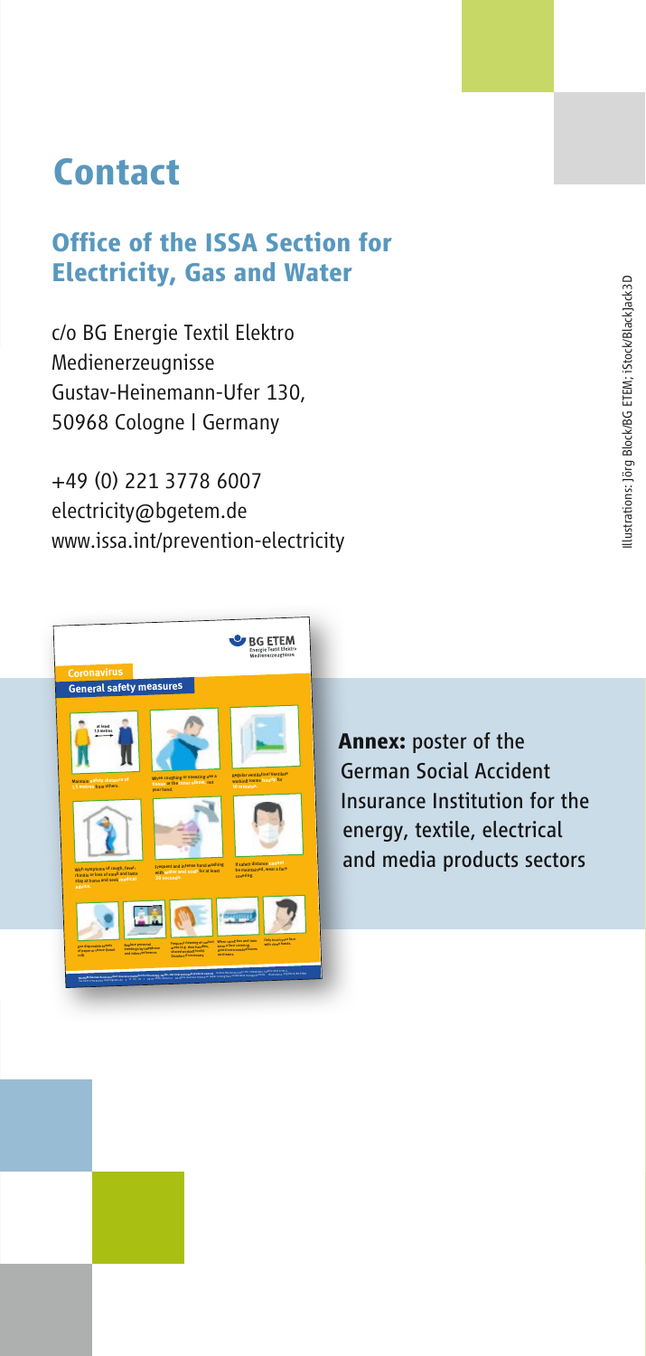# Contact

## Office of the ISSA Section for Electricity, Gas and Water

c/o BG Energie Textil Elektro
Medienerzeugnisse
Gustav-Heinemann-Ufer 130,
50968 Cologne | Germany

+49 (0) 221 3778 6007
electricity@bgetem.de
www.issa.int/prevention-electricity

Illustrations: Jörg Block/BG ETEM; iStock/BlackJack3D

**Annex:** poster of the German Social Accident Insurance Institution for the energy, textile, electrical and media products sectors